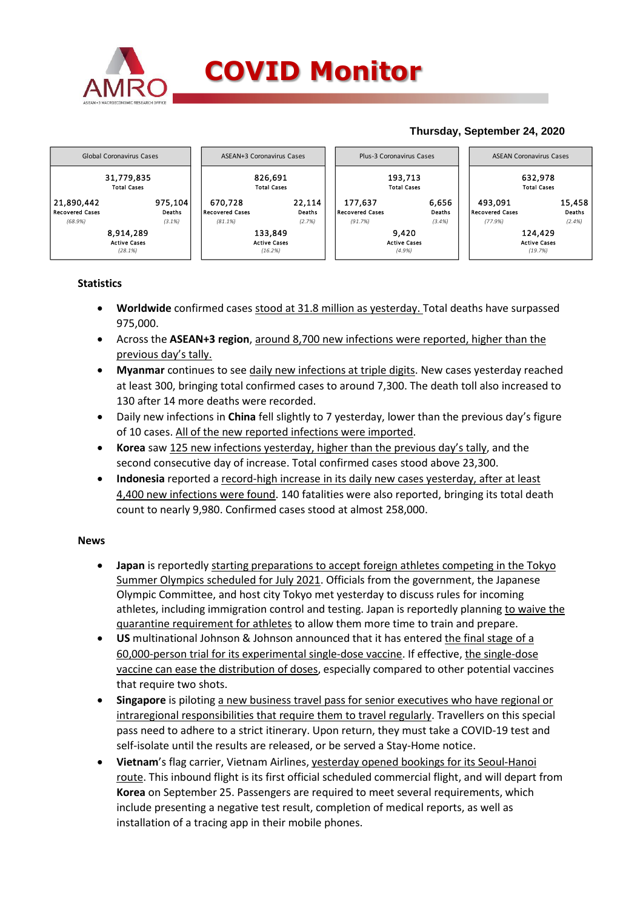# COVID Monitor

**Thursday, September 24, 2020**

| Global Coronavirus Cases | | ASEAN+3 Coronavirus Cases | | Plus-3 Coronavirus Cases | | ASEAN Coronavirus Cases | |
|---|---|---|---|---|---|---|---|
| 31,779,835 Total Cases | | 826,691 Total Cases | | 193,713 Total Cases | | 632,978 Total Cases | |
| 21,890,442 Recovered Cases (68.9%) | 975,104 Deaths (3.1%) | 670,728 Recovered Cases (81.1%) | 22,114 Deaths (2.7%) | 177,637 Recovered Cases (91.7%) | 6,656 Deaths (3.4%) | 493,091 Recovered Cases (77.9%) | 15,458 Deaths (2.4%) |
| 8,914,289 Active Cases (28.1%) | | 133,849 Active Cases (16.2%) | | 9,420 Active Cases (4.9%) | | 124,429 Active Cases (19.7%) | |

**Statistics**

- **Worldwide** confirmed cases stood at 31.8 million as yesterday. Total deaths have surpassed 975,000.
- Across the **ASEAN+3 region**, around 8,700 new infections were reported, higher than the previous day's tally.
- **Myanmar** continues to see daily new infections at triple digits. New cases yesterday reached at least 300, bringing total confirmed cases to around 7,300. The death toll also increased to 130 after 14 more deaths were recorded.
- Daily new infections in **China** fell slightly to 7 yesterday, lower than the previous day's figure of 10 cases. All of the new reported infections were imported.
- **Korea** saw 125 new infections yesterday, higher than the previous day's tally, and the second consecutive day of increase. Total confirmed cases stood above 23,300.
- **Indonesia** reported a record-high increase in its daily new cases yesterday, after at least 4,400 new infections were found. 140 fatalities were also reported, bringing its total death count to nearly 9,980. Confirmed cases stood at almost 258,000.

**News**

- **Japan** is reportedly starting preparations to accept foreign athletes competing in the Tokyo Summer Olympics scheduled for July 2021. Officials from the government, the Japanese Olympic Committee, and host city Tokyo met yesterday to discuss rules for incoming athletes, including immigration control and testing. Japan is reportedly planning to waive the quarantine requirement for athletes to allow them more time to train and prepare.
- **US** multinational Johnson & Johnson announced that it has entered the final stage of a 60,000-person trial for its experimental single-dose vaccine. If effective, the single-dose vaccine can ease the distribution of doses, especially compared to other potential vaccines that require two shots.
- **Singapore** is piloting a new business travel pass for senior executives who have regional or intraregional responsibilities that require them to travel regularly. Travellers on this special pass need to adhere to a strict itinerary. Upon return, they must take a COVID-19 test and self-isolate until the results are released, or be served a Stay-Home notice.
- **Vietnam**'s flag carrier, Vietnam Airlines, yesterday opened bookings for its Seoul-Hanoi route. This inbound flight is its first official scheduled commercial flight, and will depart from **Korea** on September 25. Passengers are required to meet several requirements, which include presenting a negative test result, completion of medical reports, as well as installation of a tracing app in their mobile phones.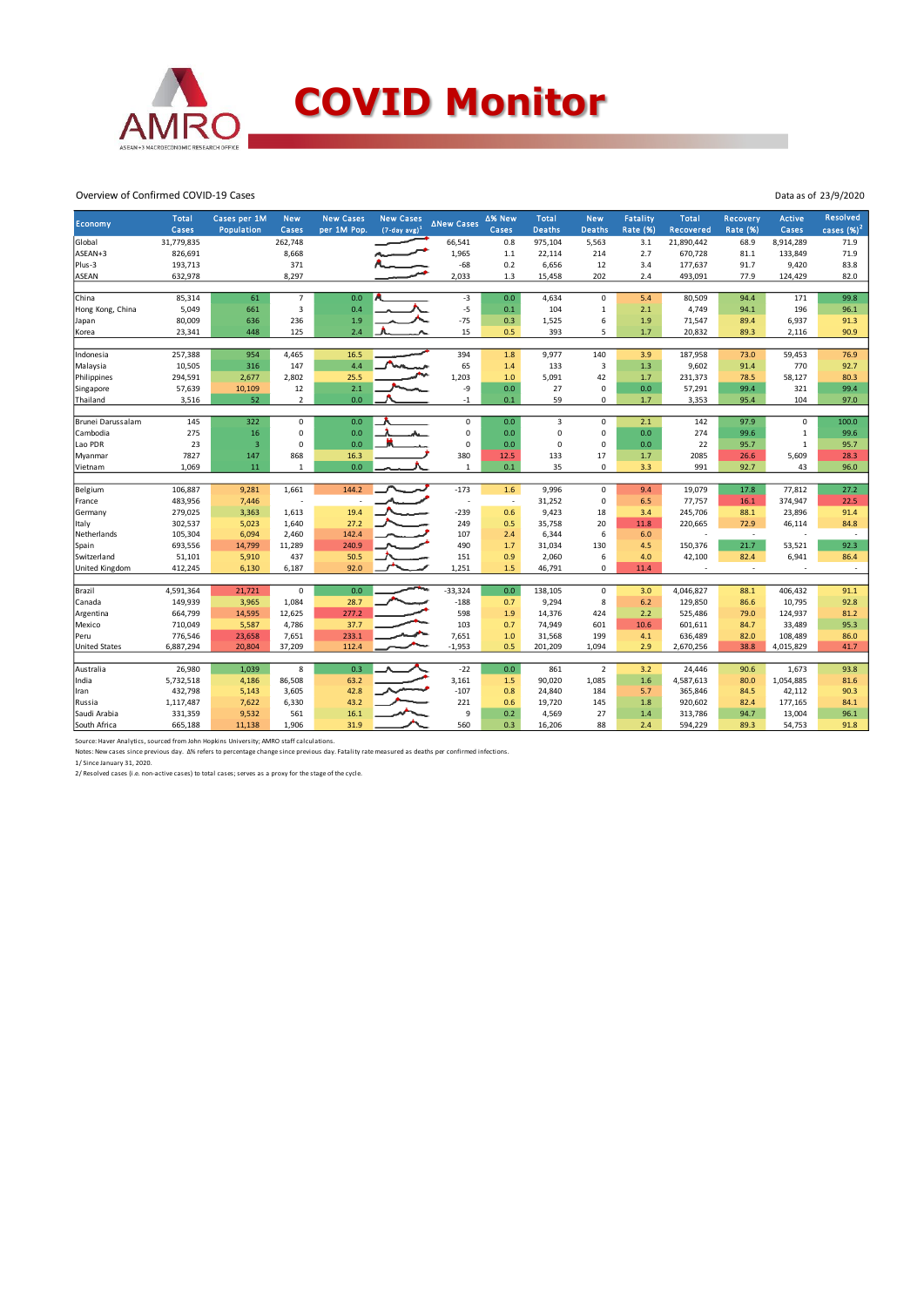# COVID Monitor

Overview of Confirmed COVID-19 Cases

Data as of 23/9/2020

| Economy | Total Cases | Cases per 1M Population | New Cases | New Cases per 1M Pop. | New Cases (7-day avg)[1] | ΔNew Cases | Δ% New Cases | Total Deaths | New Deaths | Fatality Rate (%) | Total Recovered | Recovery Rate (%) | Active Cases | Resolved cases (%)[2] |
|---|---|---|---|---|---|---|---|---|---|---|---|---|---|---|
| Global | 31,779,835 | | 262,748 | | | 66,541 | 0.8 | 975,104 | 5,563 | 3.1 | 21,890,442 | 68.9 | 8,914,289 | 71.9 |
| ASEAN+3 | 826,691 | | 8,668 | | | 1,965 | 1.1 | 22,114 | 214 | 2.7 | 670,728 | 81.1 | 133,849 | 71.9 |
| Plus-3 | 193,713 | | 371 | | | -68 | 0.2 | 6,656 | 12 | 3.4 | 177,637 | 91.7 | 9,420 | 83.8 |
| ASEAN | 632,978 | | 8,297 | | | 2,033 | 1.3 | 15,458 | 202 | 2.4 | 493,091 | 77.9 | 124,429 | 82.0 |
| | | | | | | | | | | | | | | |
| China | 85,314 | 61 | 7 | 0.0 | | -3 | 0.0 | 4,634 | 0 | 5.4 | 80,509 | 94.4 | 171 | 99.8 |
| Hong Kong, China | 5,049 | 661 | 3 | 0.4 | | -5 | 0.1 | 104 | 1 | 2.1 | 4,749 | 94.1 | 196 | 96.1 |
| Japan | 80,009 | 636 | 236 | 1.9 | | -75 | 0.3 | 1,525 | 6 | 1.9 | 71,547 | 89.4 | 6,937 | 91.3 |
| Korea | 23,341 | 448 | 125 | 2.4 | | 15 | 0.5 | 393 | 5 | 1.7 | 20,832 | 89.3 | 2,116 | 90.9 |
| | | | | | | | | | | | | | | |
| Indonesia | 257,388 | 954 | 4,465 | 16.5 | | 394 | 1.8 | 9,977 | 140 | 3.9 | 187,958 | 73.0 | 59,453 | 76.9 |
| Malaysia | 10,505 | 316 | 147 | 4.4 | | 65 | 1.4 | 133 | 3 | 1.3 | 9,602 | 91.4 | 770 | 92.7 |
| Philippines | 294,591 | 2,677 | 2,802 | 25.5 | | 1,203 | 1.0 | 5,091 | 42 | 1.7 | 231,373 | 78.5 | 58,127 | 80.3 |
| Singapore | 57,639 | 10,109 | 12 | 2.1 | | -9 | 0.0 | 27 | 0 | 0.0 | 57,291 | 99.4 | 321 | 99.4 |
| Thailand | 3,516 | 52 | 2 | 0.0 | | -1 | 0.1 | 59 | 0 | 1.7 | 3,353 | 95.4 | 104 | 97.0 |
| | | | | | | | | | | | | | | |
| Brunei Darussalam | 145 | 322 | 0 | 0.0 | | 0 | 0.0 | 3 | 0 | 2.1 | 142 | 97.9 | 0 | 100.0 |
| Cambodia | 275 | 16 | 0 | 0.0 | | 0 | 0.0 | 0 | 0 | 0.0 | 274 | 99.6 | 1 | 99.6 |
| Lao PDR | 23 | 3 | 0 | 0.0 | | 0 | 0.0 | 0 | 0 | 0.0 | 22 | 95.7 | 1 | 95.7 |
| Myanmar | 7827 | 147 | 868 | 16.3 | | 380 | 12.5 | 133 | 17 | 1.7 | 2085 | 26.6 | 5,609 | 28.3 |
| Vietnam | 1,069 | 11 | 1 | 0.0 | | 1 | 0.1 | 35 | 0 | 3.3 | 991 | 92.7 | 43 | 96.0 |
| | | | | | | | | | | | | | | |
| Belgium | 106,887 | 9,281 | 1,661 | 144.2 | | -173 | 1.6 | 9,996 | 0 | 9.4 | 19,079 | 17.8 | 77,812 | 27.2 |
| France | 483,956 | 7,446 | - | - | | - | - | 31,252 | 0 | 6.5 | 77,757 | 16.1 | 374,947 | 22.5 |
| Germany | 279,025 | 3,363 | 1,613 | 19.4 | | -239 | 0.6 | 9,423 | 18 | 3.4 | 245,706 | 88.1 | 23,896 | 91.4 |
| Italy | 302,537 | 5,023 | 1,640 | 27.2 | | 249 | 0.5 | 35,758 | 20 | 11.8 | 220,665 | 72.9 | 46,114 | 84.8 |
| Netherlands | 105,304 | 6,094 | 2,460 | 142.4 | | 107 | 2.4 | 6,344 | 6 | 6.0 | - | - | - | - |
| Spain | 693,556 | 14,799 | 11,289 | 240.9 | | 490 | 1.7 | 31,034 | 130 | 4.5 | 150,376 | 21.7 | 53,521 | 92.3 |
| Switzerland | 51,101 | 5,910 | 437 | 50.5 | | 151 | 0.9 | 2,060 | 6 | 4.0 | 42,100 | 82.4 | 6,941 | 86.4 |
| United Kingdom | 412,245 | 6,130 | 6,187 | 92.0 | | 1,251 | 1.5 | 46,791 | 0 | 11.4 | - | - | - | - |
| | | | | | | | | | | | | | | |
| Brazil | 4,591,364 | 21,721 | 0 | 0.0 | | -33,324 | 0.0 | 138,105 | 0 | 3.0 | 4,046,827 | 88.1 | 406,432 | 91.1 |
| Canada | 149,939 | 3,965 | 1,084 | 28.7 | | -188 | 0.7 | 9,294 | 8 | 6.2 | 129,850 | 86.6 | 10,795 | 92.8 |
| Argentina | 664,799 | 14,595 | 12,625 | 277.2 | | 598 | 1.9 | 14,376 | 424 | 2.2 | 525,486 | 79.0 | 124,937 | 81.2 |
| Mexico | 710,049 | 5,587 | 4,786 | 37.7 | | 103 | 0.7 | 74,949 | 601 | 10.6 | 601,611 | 84.7 | 33,489 | 95.3 |
| Peru | 776,546 | 23,658 | 7,651 | 233.1 | | 7,651 | 1.0 | 31,568 | 199 | 4.1 | 636,489 | 82.0 | 108,489 | 86.0 |
| United States | 6,887,294 | 20,804 | 37,209 | 112.4 | | -1,953 | 0.5 | 201,209 | 1,094 | 2.9 | 2,670,256 | 38.8 | 4,015,829 | 41.7 |
| | | | | | | | | | | | | | | |
| Australia | 26,980 | 1,039 | 8 | 0.3 | | -22 | 0.0 | 861 | 2 | 3.2 | 24,446 | 90.6 | 1,673 | 93.8 |
| India | 5,732,518 | 4,186 | 86,508 | 63.2 | | 3,161 | 1.5 | 90,020 | 1,085 | 1.6 | 4,587,613 | 80.0 | 1,054,885 | 81.6 |
| Iran | 432,798 | 5,143 | 3,605 | 42.8 | | -107 | 0.8 | 24,840 | 184 | 5.7 | 365,846 | 84.5 | 42,112 | 90.3 |
| Russia | 1,117,487 | 7,622 | 6,330 | 43.2 | | 221 | 0.6 | 19,720 | 145 | 1.8 | 920,602 | 82.4 | 177,165 | 84.1 |
| Saudi Arabia | 331,359 | 9,532 | 561 | 16.1 | | 9 | 0.2 | 4,569 | 27 | 1.4 | 313,786 | 94.7 | 13,004 | 96.1 |
| South Africa | 665,188 | 11,138 | 1,906 | 31.9 | | 560 | 0.3 | 16,206 | 88 | 2.4 | 594,229 | 89.3 | 54,753 | 91.8 |

Source: Haver Analytics, sourced from John Hopkins University; AMRO staff calculations.

Notes: New cases since previous day. Δ% refers to percentage change since previous day. Fatality rate measured as deaths per confirmed infections.

1/ Since January 31, 2020.

2/ Resolved cases (i.e. non-active cases) to total cases; serves as a proxy for the stage of the cycle.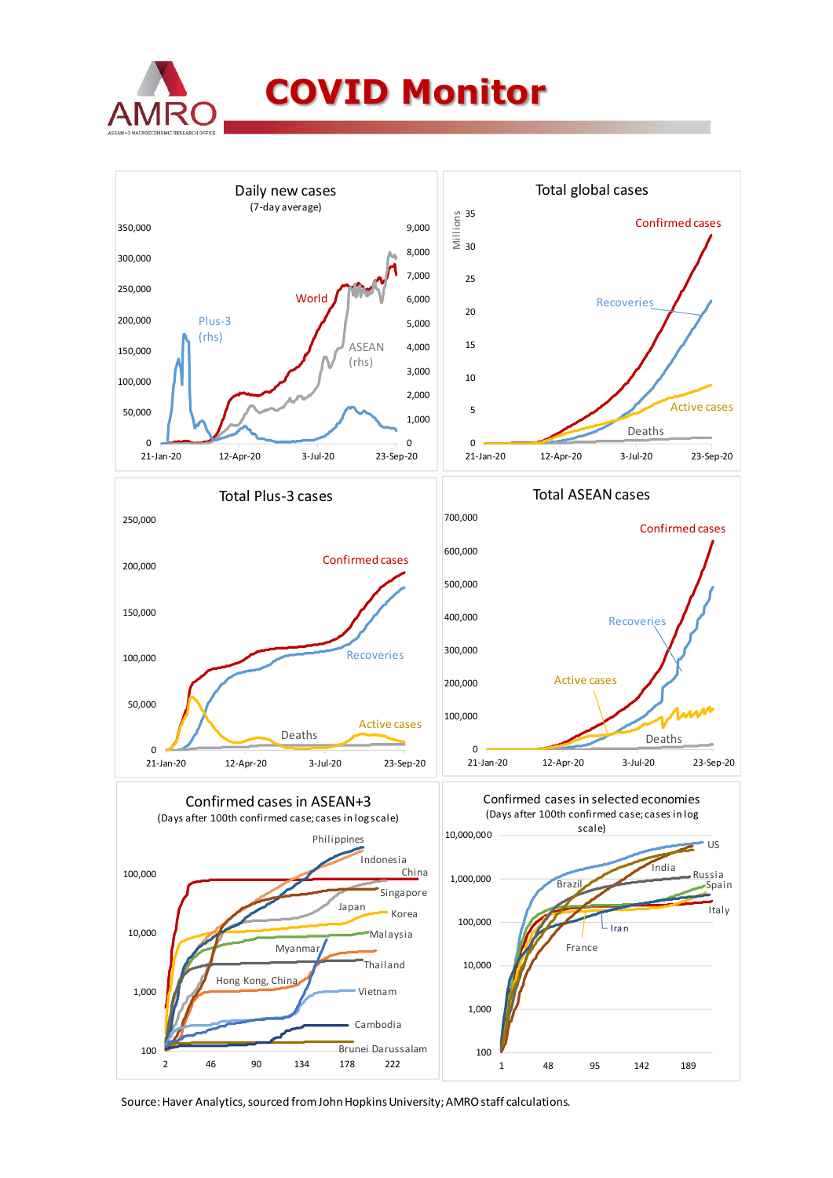# COVID Monitor

## Daily new cases

(7-day average)

350,000
300,000
250,000
200,000
150,000
100,000
50,000
0

9,000
8,000
7,000
6,000
5,000
4,000
3,000
2,000
1,000
0

21-Jan-20 12-Apr-20 3-Jul-20 23-Sep-20

World
Plus-3 (rhs)
ASEAN (rhs)

## Total global cases

Millions

35
30
25
20
15
10
5
0

21-Jan-20 12-Apr-20 3-Jul-20 23-Sep-20

Confirmed cases
Recoveries
Active cases
Deaths

## Total Plus-3 cases

250,000
200,000
150,000
100,000
50,000
0

21-Jan-20 12-Apr-20 3-Jul-20 23-Sep-20

Confirmed cases
Recoveries
Active cases
Deaths

## Total ASEAN cases

700,000
600,000
500,000
400,000
300,000
200,000
100,000
0

21-Jan-20 12-Apr-20 3-Jul-20 23-Sep-20

Confirmed cases
Recoveries
Active cases
Deaths

## Confirmed cases in ASEAN+3

(Days after 100th confirmed case; cases in log scale)

100,000
10,000
1,000
100

2 46 90 134 178 222

Philippines
Indonesia
China
Singapore
Japan
Korea
Malaysia
Myanmar
Thailand
Hong Kong, China
Vietnam
Cambodia
Brunei Darussalam

## Confirmed cases in selected economies

(Days after 100th confirmed case; cases in log scale)

10,000,000
1,000,000
100,000
10,000
1,000
100

1 48 95 142 189

US
India
Brazil
Russia
Spain
Italy
Iran
France

Source: Haver Analytics, sourced from John Hopkins University; AMRO staff calculations.